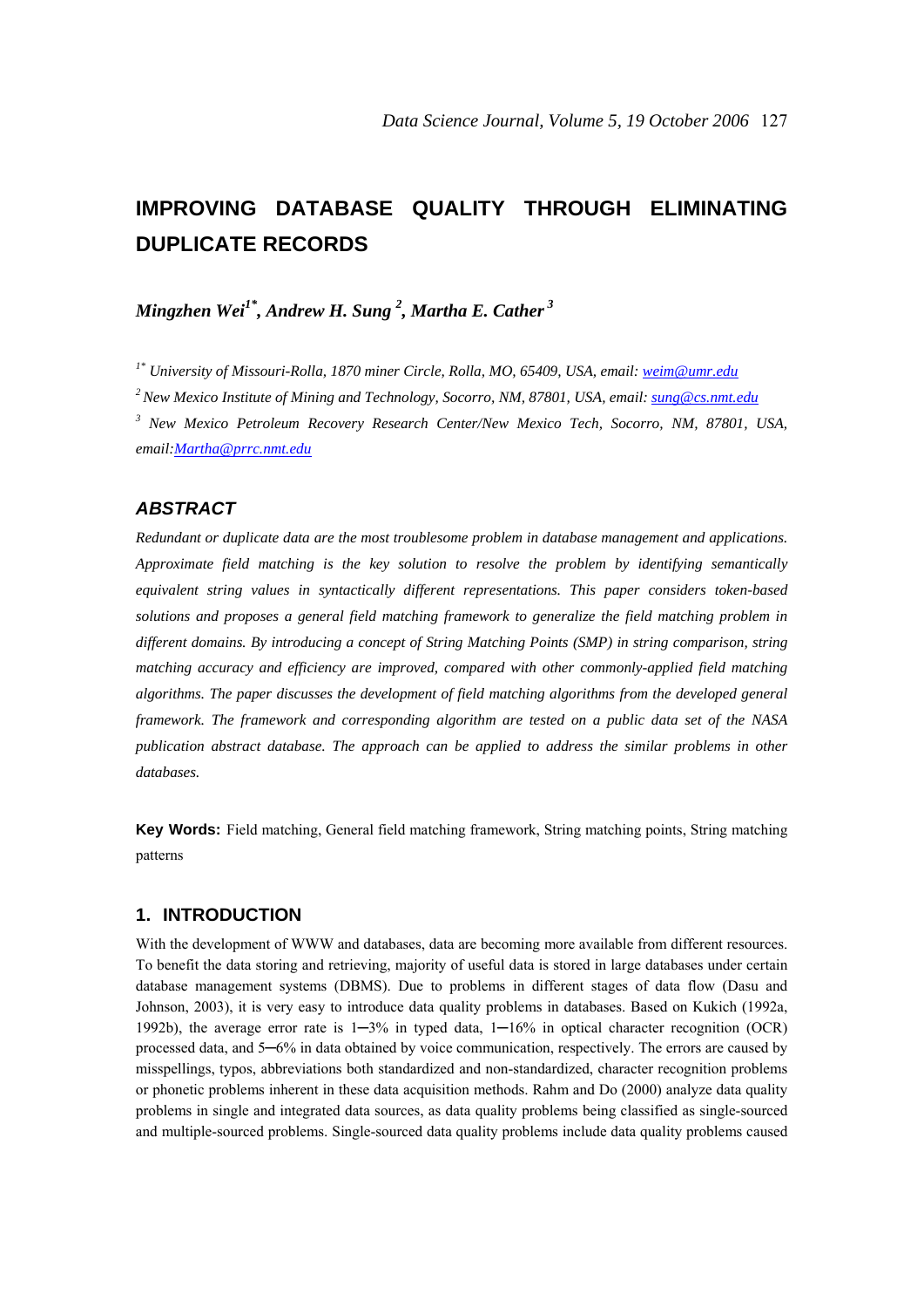# IMPROVING DATABASE QUALITY THROUGH ELIMINATING DUPLICATE RECORDS

***Mingzhen Wei[1*], Andrew H. Sung [2], Martha E. Cather [3]***

*[1*] University of Missouri-Rolla, 1870 miner Circle, Rolla, MO, 65409, USA, email: weim@umr.edu*

*[2] New Mexico Institute of Mining and Technology, Socorro, NM, 87801, USA, email: sung@cs.nmt.edu*

*[3] New Mexico Petroleum Recovery Research Center/New Mexico Tech, Socorro, NM, 87801, USA, email:Martha@prrc.nmt.edu*

## ABSTRACT

*Redundant or duplicate data are the most troublesome problem in database management and applications. Approximate field matching is the key solution to resolve the problem by identifying semantically equivalent string values in syntactically different representations. This paper considers token-based solutions and proposes a general field matching framework to generalize the field matching problem in different domains. By introducing a concept of String Matching Points (SMP) in string comparison, string matching accuracy and efficiency are improved, compared with other commonly-applied field matching algorithms. The paper discusses the development of field matching algorithms from the developed general framework. The framework and corresponding algorithm are tested on a public data set of the NASA publication abstract database. The approach can be applied to address the similar problems in other databases.*

**Key Words:** Field matching, General field matching framework, String matching points, String matching patterns

## 1. INTRODUCTION

With the development of WWW and databases, data are becoming more available from different resources. To benefit the data storing and retrieving, majority of useful data is stored in large databases under certain database management systems (DBMS). Due to problems in different stages of data flow (Dasu and Johnson, 2003), it is very easy to introduce data quality problems in databases. Based on Kukich (1992a, 1992b), the average error rate is 1─3% in typed data, 1─16% in optical character recognition (OCR) processed data, and 5─6% in data obtained by voice communication, respectively. The errors are caused by misspellings, typos, abbreviations both standardized and non-standardized, character recognition problems or phonetic problems inherent in these data acquisition methods. Rahm and Do (2000) analyze data quality problems in single and integrated data sources, as data quality problems being classified as single-sourced and multiple-sourced problems. Single-sourced data quality problems include data quality problems caused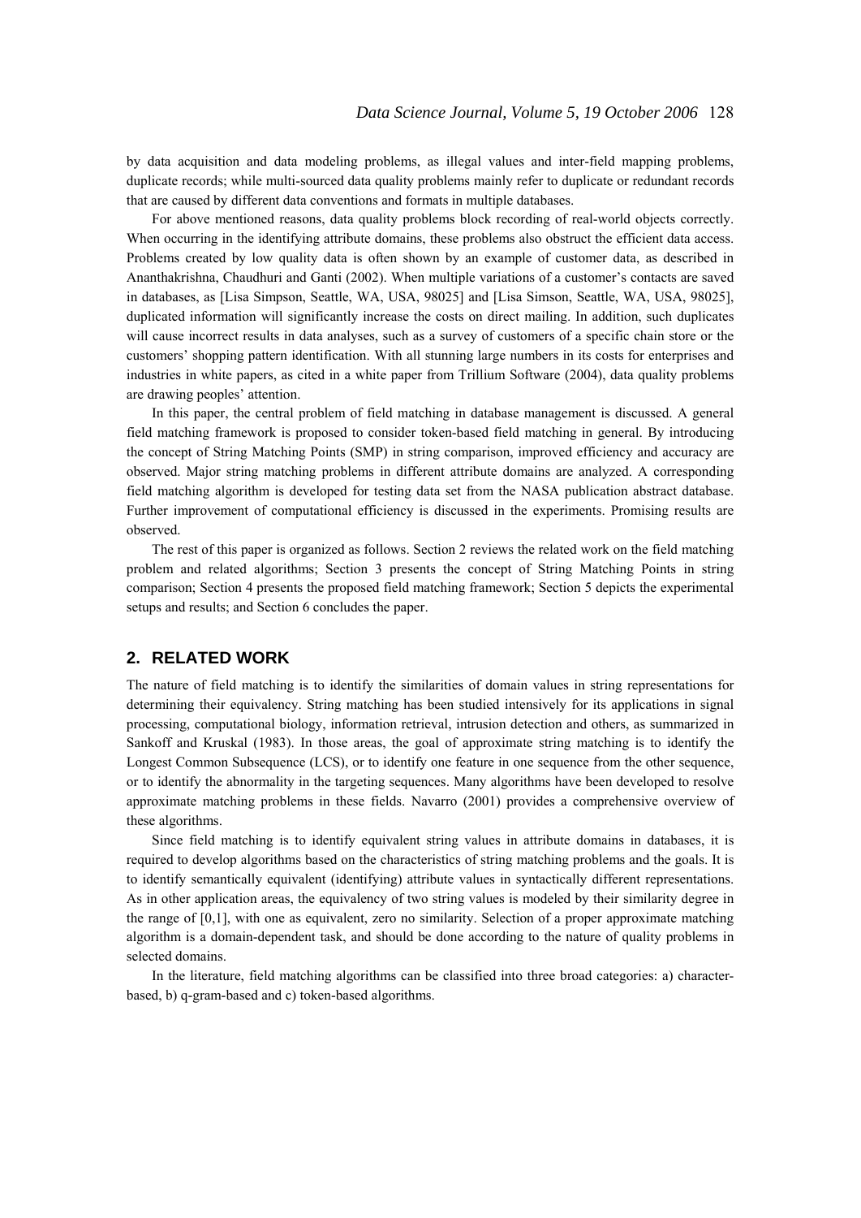by data acquisition and data modeling problems, as illegal values and inter-field mapping problems, duplicate records; while multi-sourced data quality problems mainly refer to duplicate or redundant records that are caused by different data conventions and formats in multiple databases.

For above mentioned reasons, data quality problems block recording of real-world objects correctly. When occurring in the identifying attribute domains, these problems also obstruct the efficient data access. Problems created by low quality data is often shown by an example of customer data, as described in Ananthakrishna, Chaudhuri and Ganti (2002). When multiple variations of a customer's contacts are saved in databases, as [Lisa Simpson, Seattle, WA, USA, 98025] and [Lisa Simson, Seattle, WA, USA, 98025], duplicated information will significantly increase the costs on direct mailing. In addition, such duplicates will cause incorrect results in data analyses, such as a survey of customers of a specific chain store or the customers' shopping pattern identification. With all stunning large numbers in its costs for enterprises and industries in white papers, as cited in a white paper from Trillium Software (2004), data quality problems are drawing peoples' attention.

In this paper, the central problem of field matching in database management is discussed. A general field matching framework is proposed to consider token-based field matching in general. By introducing the concept of String Matching Points (SMP) in string comparison, improved efficiency and accuracy are observed. Major string matching problems in different attribute domains are analyzed. A corresponding field matching algorithm is developed for testing data set from the NASA publication abstract database. Further improvement of computational efficiency is discussed in the experiments. Promising results are observed.

The rest of this paper is organized as follows. Section 2 reviews the related work on the field matching problem and related algorithms; Section 3 presents the concept of String Matching Points in string comparison; Section 4 presents the proposed field matching framework; Section 5 depicts the experimental setups and results; and Section 6 concludes the paper.

## 2. RELATED WORK

The nature of field matching is to identify the similarities of domain values in string representations for determining their equivalency. String matching has been studied intensively for its applications in signal processing, computational biology, information retrieval, intrusion detection and others, as summarized in Sankoff and Kruskal (1983). In those areas, the goal of approximate string matching is to identify the Longest Common Subsequence (LCS), or to identify one feature in one sequence from the other sequence, or to identify the abnormality in the targeting sequences. Many algorithms have been developed to resolve approximate matching problems in these fields. Navarro (2001) provides a comprehensive overview of these algorithms.

Since field matching is to identify equivalent string values in attribute domains in databases, it is required to develop algorithms based on the characteristics of string matching problems and the goals. It is to identify semantically equivalent (identifying) attribute values in syntactically different representations. As in other application areas, the equivalency of two string values is modeled by their similarity degree in the range of [0,1], with one as equivalent, zero no similarity. Selection of a proper approximate matching algorithm is a domain-dependent task, and should be done according to the nature of quality problems in selected domains.

In the literature, field matching algorithms can be classified into three broad categories: a) character-based, b) q-gram-based and c) token-based algorithms.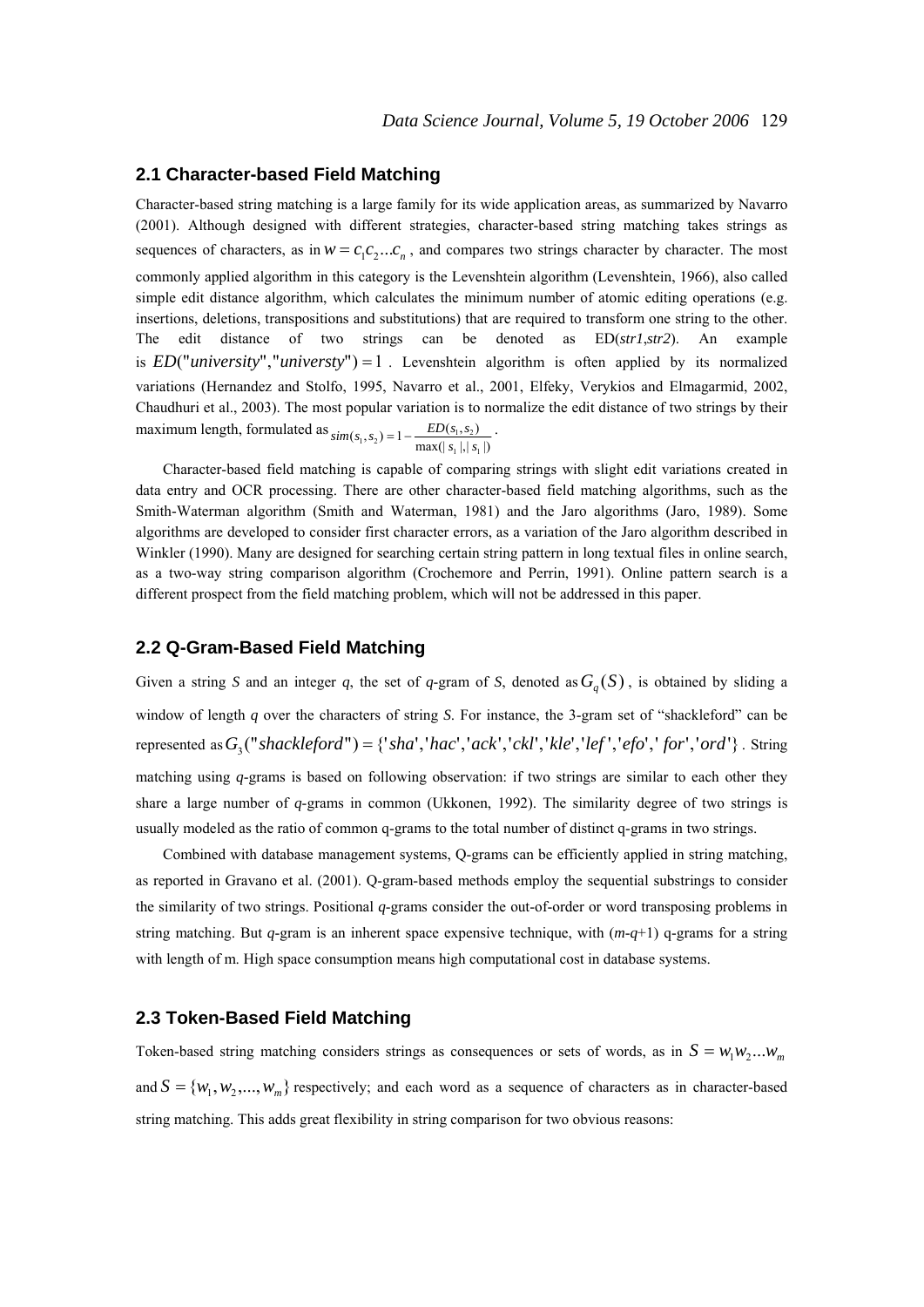## 2.1 Character-based Field Matching

Character-based string matching is a large family for its wide application areas, as summarized by Navarro (2001). Although designed with different strategies, character-based string matching takes strings as sequences of characters, as in $w = c_1c_2...c_n$, and compares two strings character by character. The most commonly applied algorithm in this category is the Levenshtein algorithm (Levenshtein, 1966), also called simple edit distance algorithm, which calculates the minimum number of atomic editing operations (e.g. insertions, deletions, transpositions and substitutions) that are required to transform one string to the other. The edit distance of two strings can be denoted as ED(*str1*,*str2*). An example is $ED("university","universty") = 1$. Levenshtein algorithm is often applied by its normalized variations (Hernandez and Stolfo, 1995, Navarro et al., 2001, Elfeky, Verykios and Elmagarmid, 2002, Chaudhuri et al., 2003). The most popular variation is to normalize the edit distance of two strings by their maximum length, formulated as $sim(s_1, s_2) = 1 - \frac{ED(s_1, s_2)}{\max(|s_1|, |s_1|)}$.

Character-based field matching is capable of comparing strings with slight edit variations created in data entry and OCR processing. There are other character-based field matching algorithms, such as the Smith-Waterman algorithm (Smith and Waterman, 1981) and the Jaro algorithms (Jaro, 1989). Some algorithms are developed to consider first character errors, as a variation of the Jaro algorithm described in Winkler (1990). Many are designed for searching certain string pattern in long textual files in online search, as a two-way string comparison algorithm (Crochemore and Perrin, 1991). Online pattern search is a different prospect from the field matching problem, which will not be addressed in this paper.

## 2.2 Q-Gram-Based Field Matching

Given a string *S* and an integer *q*, the set of *q*-gram of *S*, denoted as $G_q(S)$, is obtained by sliding a window of length *q* over the characters of string *S*. For instance, the 3-gram set of "shackleford" can be represented as $G_3("shackleford") = \{'sha', 'hac', 'ack', 'ckl', 'kle', 'lef', 'efo', 'for', 'ord'\}$. String matching using *q*-grams is based on following observation: if two strings are similar to each other they share a large number of *q*-grams in common (Ukkonen, 1992). The similarity degree of two strings is usually modeled as the ratio of common q-grams to the total number of distinct q-grams in two strings.

Combined with database management systems, Q-grams can be efficiently applied in string matching, as reported in Gravano et al. (2001). Q-gram-based methods employ the sequential substrings to consider the similarity of two strings. Positional *q*-grams consider the out-of-order or word transposing problems in string matching. But *q*-gram is an inherent space expensive technique, with (*m*-*q*+1) q-grams for a string with length of m. High space consumption means high computational cost in database systems.

## 2.3 Token-Based Field Matching

Token-based string matching considers strings as consequences or sets of words, as in $S = w_1w_2...w_m$ and $S = \{w_1, w_2, ..., w_m\}$ respectively; and each word as a sequence of characters as in character-based string matching. This adds great flexibility in string comparison for two obvious reasons: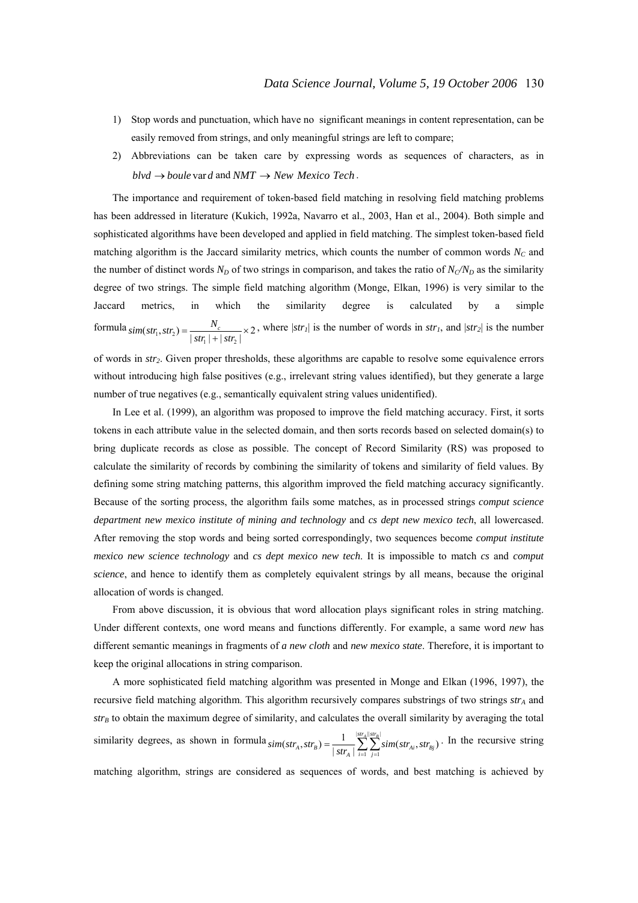1) Stop words and punctuation, which have no significant meanings in content representation, can be easily removed from strings, and only meaningful strings are left to compare;
2) Abbreviations can be taken care by expressing words as sequences of characters, as in $blvd \rightarrow boulevard$ and $NMT \rightarrow New\ Mexico\ Tech$.

The importance and requirement of token-based field matching in resolving field matching problems has been addressed in literature (Kukich, 1992a, Navarro et al., 2003, Han et al., 2004). Both simple and sophisticated algorithms have been developed and applied in field matching. The simplest token-based field matching algorithm is the Jaccard similarity metrics, which counts the number of common words $N_C$ and the number of distinct words $N_D$ of two strings in comparison, and takes the ratio of $N_C/N_D$ as the similarity degree of two strings. The simple field matching algorithm (Monge, Elkan, 1996) is very similar to the Jaccard metrics, in which the similarity degree is calculated by a simple formula $sim(str_1, str_2) = \frac{N_c}{|str_1| + |str_2|} \times 2$, where $|str_1|$ is the number of words in $str_1$, and $|str_2|$ is the number of words in $str_2$. Given proper thresholds, these algorithms are capable to resolve some equivalence errors without introducing high false positives (e.g., irrelevant string values identified), but they generate a large number of true negatives (e.g., semantically equivalent string values unidentified).

In Lee et al. (1999), an algorithm was proposed to improve the field matching accuracy. First, it sorts tokens in each attribute value in the selected domain, and then sorts records based on selected domain(s) to bring duplicate records as close as possible. The concept of Record Similarity (RS) was proposed to calculate the similarity of records by combining the similarity of tokens and similarity of field values. By defining some string matching patterns, this algorithm improved the field matching accuracy significantly. Because of the sorting process, the algorithm fails some matches, as in processed strings *comput science department new mexico institute of mining and technology* and *cs dept new mexico tech*, all lowercased. After removing the stop words and being sorted correspondingly, two sequences become *comput institute mexico new science technology* and *cs dept mexico new tech*. It is impossible to match *cs* and *comput science*, and hence to identify them as completely equivalent strings by all means, because the original allocation of words is changed.

From above discussion, it is obvious that word allocation plays significant roles in string matching. Under different contexts, one word means and functions differently. For example, a same word *new* has different semantic meanings in fragments of *a new cloth* and *new mexico state*. Therefore, it is important to keep the original allocations in string comparison.

A more sophisticated field matching algorithm was presented in Monge and Elkan (1996, 1997), the recursive field matching algorithm. This algorithm recursively compares substrings of two strings $str_A$ and $str_B$ to obtain the maximum degree of similarity, and calculates the overall similarity by averaging the total similarity degrees, as shown in formula $sim(str_A, str_B) = \frac{1}{|str_A|} \sum_{i=1}^{|str_A|} \sum_{j=1}^{|str_B|} sim(str_{Ai}, str_{Bj})$. In the recursive string matching algorithm, strings are considered as sequences of words, and best matching is achieved by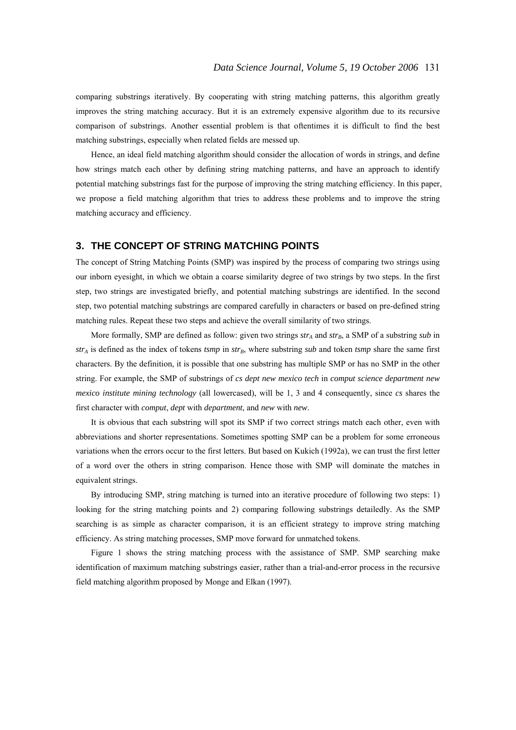comparing substrings iteratively. By cooperating with string matching patterns, this algorithm greatly improves the string matching accuracy. But it is an extremely expensive algorithm due to its recursive comparison of substrings. Another essential problem is that oftentimes it is difficult to find the best matching substrings, especially when related fields are messed up.

Hence, an ideal field matching algorithm should consider the allocation of words in strings, and define how strings match each other by defining string matching patterns, and have an approach to identify potential matching substrings fast for the purpose of improving the string matching efficiency. In this paper, we propose a field matching algorithm that tries to address these problems and to improve the string matching accuracy and efficiency.

## 3. THE CONCEPT OF STRING MATCHING POINTS

The concept of String Matching Points (SMP) was inspired by the process of comparing two strings using our inborn eyesight, in which we obtain a coarse similarity degree of two strings by two steps. In the first step, two strings are investigated briefly, and potential matching substrings are identified. In the second step, two potential matching substrings are compared carefully in characters or based on pre-defined string matching rules. Repeat these two steps and achieve the overall similarity of two strings.

More formally, SMP are defined as follow: given two strings $str_A$ and $str_B$, a SMP of a substring *sub* in $str_A$ is defined as the index of tokens *tsmp* in $str_B$, where substring *sub* and token *tsmp* share the same first characters. By the definition, it is possible that one substring has multiple SMP or has no SMP in the other string. For example, the SMP of substrings of *cs dept new mexico tech* in *comput science department new mexico institute mining technology* (all lowercased), will be 1, 3 and 4 consequently, since *cs* shares the first character with *comput*, *dept* with *department*, and *new* with *new*.

It is obvious that each substring will spot its SMP if two correct strings match each other, even with abbreviations and shorter representations. Sometimes spotting SMP can be a problem for some erroneous variations when the errors occur to the first letters. But based on Kukich (1992a), we can trust the first letter of a word over the others in string comparison. Hence those with SMP will dominate the matches in equivalent strings.

By introducing SMP, string matching is turned into an iterative procedure of following two steps: 1) looking for the string matching points and 2) comparing following substrings detailedly. As the SMP searching is as simple as character comparison, it is an efficient strategy to improve string matching efficiency. As string matching processes, SMP move forward for unmatched tokens.

Figure 1 shows the string matching process with the assistance of SMP. SMP searching make identification of maximum matching substrings easier, rather than a trial-and-error process in the recursive field matching algorithm proposed by Monge and Elkan (1997).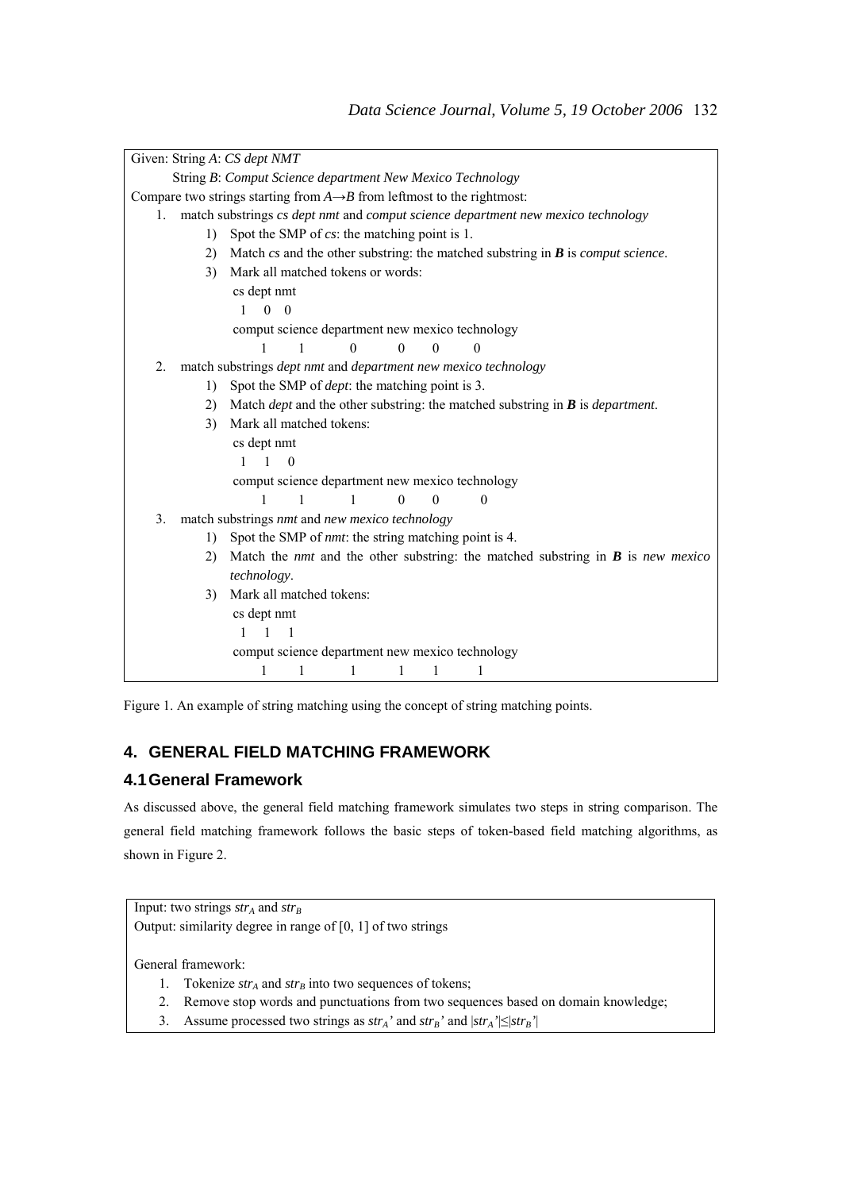Given: String *A*: *CS dept NMT*

String *B*: *Comput Science department New Mexico Technology*

Compare two strings starting from *A*→*B* from leftmost to the rightmost:

1. match substrings *cs dept nmt* and *comput science department new mexico technology*
   1) Spot the SMP of *cs*: the matching point is 1.
   2) Match *cs* and the other substring: the matched substring in ***B*** is *comput science*.
   3) Mark all matched tokens or words:

      cs dept nmt
      1 0 0
      comput science department new mexico technology
      1 1 0 0 0 0

2. match substrings *dept nmt* and *department new mexico technology*
   1) Spot the SMP of *dept*: the matching point is 3.
   2) Match *dept* and the other substring: the matched substring in ***B*** is *department*.
   3) Mark all matched tokens:

      cs dept nmt
      1 1 0
      comput science department new mexico technology
      1 1 1 0 0 0

3. match substrings *nmt* and *new mexico technology*
   1) Spot the SMP of *nmt*: the string matching point is 4.
   2) Match the *nmt* and the other substring: the matched substring in ***B*** is *new mexico technology*.
   3) Mark all matched tokens:

      cs dept nmt
      1 1 1
      comput science department new mexico technology
      1 1 1 1 1 1

Figure 1. An example of string matching using the concept of string matching points.

## 4. GENERAL FIELD MATCHING FRAMEWORK

### 4.1 General Framework

As discussed above, the general field matching framework simulates two steps in string comparison. The general field matching framework follows the basic steps of token-based field matching algorithms, as shown in Figure 2.

Input: two strings $str_A$ and $str_B$

Output: similarity degree in range of [0, 1] of two strings

General framework:

1. Tokenize $str_A$ and $str_B$ into two sequences of tokens;
2. Remove stop words and punctuations from two sequences based on domain knowledge;
3. Assume processed two strings as $str_A'$ and $str_B'$ and $|str_A'| \leq |str_B'|$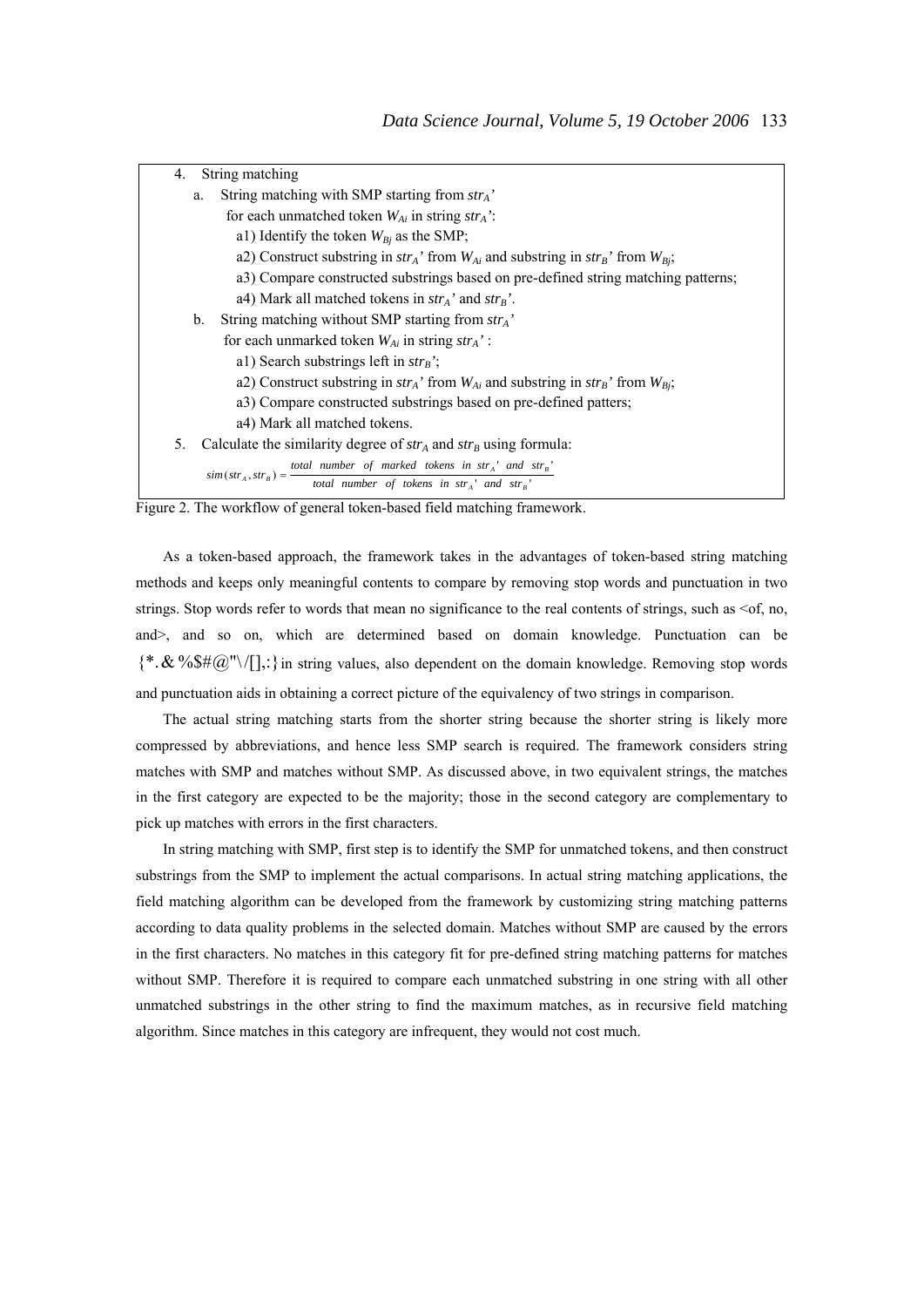4. String matching
   a. String matching with SMP starting from $str_A'$
      for each unmatched token $W_{Ai}$ in string $str_A'$:
      a1) Identify the token $W_{Bj}$ as the SMP;
      a2) Construct substring in $str_A'$ from $W_{Ai}$ and substring in $str_B'$ from $W_{Bj}$;
      a3) Compare constructed substrings based on pre-defined string matching patterns;
      a4) Mark all matched tokens in $str_A'$ and $str_B'$.
   b. String matching without SMP starting from $str_A'$
      for each unmarked token $W_{Ai}$ in string $str_A'$ :
      a1) Search substrings left in $str_B'$;
      a2) Construct substring in $str_A'$ from $W_{Ai}$ and substring in $str_B'$ from $W_{Bj}$;
      a3) Compare constructed substrings based on pre-defined patters;
      a4) Mark all matched tokens.
5. Calculate the similarity degree of $str_A$ and $str_B$ using formula:

$$sim(str_A, str_B) = \frac{total\ \ number\ \ of\ \ marked\ \ tokens\ \ in\ \ str_A'\ \ and\ \ str_B'}{total\ \ number\ \ of\ \ tokens\ \ in\ \ str_A'\ \ and\ \ str_B'}$$

Figure 2. The workflow of general token-based field matching framework.

As a token-based approach, the framework takes in the advantages of token-based string matching methods and keeps only meaningful contents to compare by removing stop words and punctuation in two strings. Stop words refer to words that mean no significance to the real contents of strings, such as <of, no, and>, and so on, which are determined based on domain knowledge. Punctuation can be {*.&%$#@"\/[],:} in string values, also dependent on the domain knowledge. Removing stop words and punctuation aids in obtaining a correct picture of the equivalency of two strings in comparison.

The actual string matching starts from the shorter string because the shorter string is likely more compressed by abbreviations, and hence less SMP search is required. The framework considers string matches with SMP and matches without SMP. As discussed above, in two equivalent strings, the matches in the first category are expected to be the majority; those in the second category are complementary to pick up matches with errors in the first characters.

In string matching with SMP, first step is to identify the SMP for unmatched tokens, and then construct substrings from the SMP to implement the actual comparisons. In actual string matching applications, the field matching algorithm can be developed from the framework by customizing string matching patterns according to data quality problems in the selected domain. Matches without SMP are caused by the errors in the first characters. No matches in this category fit for pre-defined string matching patterns for matches without SMP. Therefore it is required to compare each unmatched substring in one string with all other unmatched substrings in the other string to find the maximum matches, as in recursive field matching algorithm. Since matches in this category are infrequent, they would not cost much.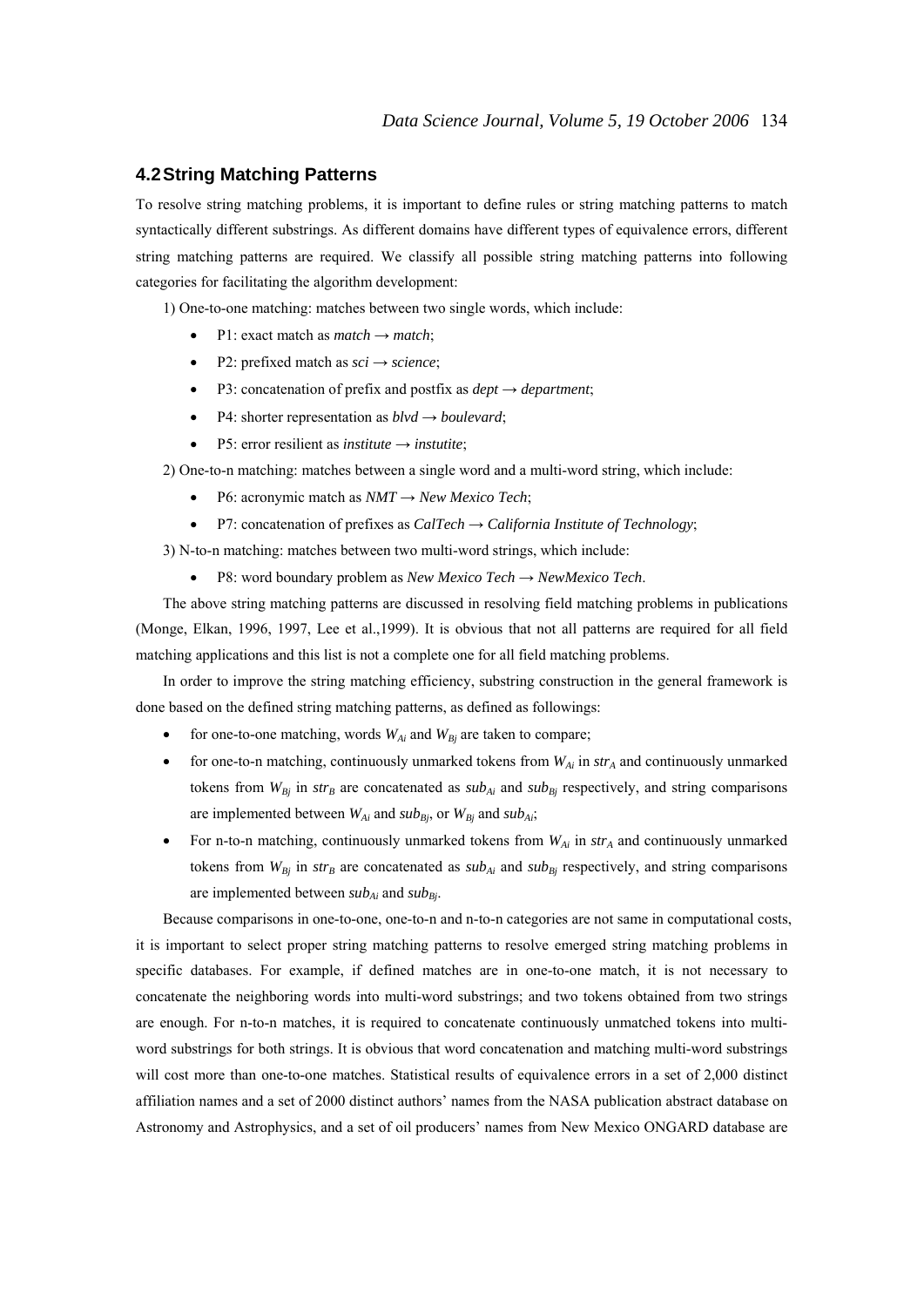## 4.2 String Matching Patterns

To resolve string matching problems, it is important to define rules or string matching patterns to match syntactically different substrings. As different domains have different types of equivalence errors, different string matching patterns are required. We classify all possible string matching patterns into following categories for facilitating the algorithm development:

1) One-to-one matching: matches between two single words, which include:

- P1: exact match as *match → match*;
- P2: prefixed match as *sci → science*;
- P3: concatenation of prefix and postfix as *dept → department*;
- P4: shorter representation as *blvd → boulevard*;
- P5: error resilient as *institute → instutite*;

2) One-to-n matching: matches between a single word and a multi-word string, which include:

- P6: acronymic match as *NMT → New Mexico Tech*;
- P7: concatenation of prefixes as *CalTech → California Institute of Technology*;

3) N-to-n matching: matches between two multi-word strings, which include:

- P8: word boundary problem as *New Mexico Tech → NewMexico Tech*.

The above string matching patterns are discussed in resolving field matching problems in publications (Monge, Elkan, 1996, 1997, Lee et al.,1999). It is obvious that not all patterns are required for all field matching applications and this list is not a complete one for all field matching problems.

In order to improve the string matching efficiency, substring construction in the general framework is done based on the defined string matching patterns, as defined as followings:

- for one-to-one matching, words $W_{Ai}$ and $W_{Bj}$ are taken to compare;
- for one-to-n matching, continuously unmarked tokens from $W_{Ai}$ in $str_A$ and continuously unmarked tokens from $W_{Bj}$ in $str_B$ are concatenated as $sub_{Ai}$ and $sub_{Bj}$ respectively, and string comparisons are implemented between $W_{Ai}$ and $sub_{Bj}$, or $W_{Bj}$ and $sub_{Ai}$;
- For n-to-n matching, continuously unmarked tokens from $W_{Ai}$ in $str_A$ and continuously unmarked tokens from $W_{Bj}$ in $str_B$ are concatenated as $sub_{Ai}$ and $sub_{Bj}$ respectively, and string comparisons are implemented between $sub_{Ai}$ and $sub_{Bj}$.

Because comparisons in one-to-one, one-to-n and n-to-n categories are not same in computational costs, it is important to select proper string matching patterns to resolve emerged string matching problems in specific databases. For example, if defined matches are in one-to-one match, it is not necessary to concatenate the neighboring words into multi-word substrings; and two tokens obtained from two strings are enough. For n-to-n matches, it is required to concatenate continuously unmatched tokens into multi-word substrings for both strings. It is obvious that word concatenation and matching multi-word substrings will cost more than one-to-one matches. Statistical results of equivalence errors in a set of 2,000 distinct affiliation names and a set of 2000 distinct authors' names from the NASA publication abstract database on Astronomy and Astrophysics, and a set of oil producers' names from New Mexico ONGARD database are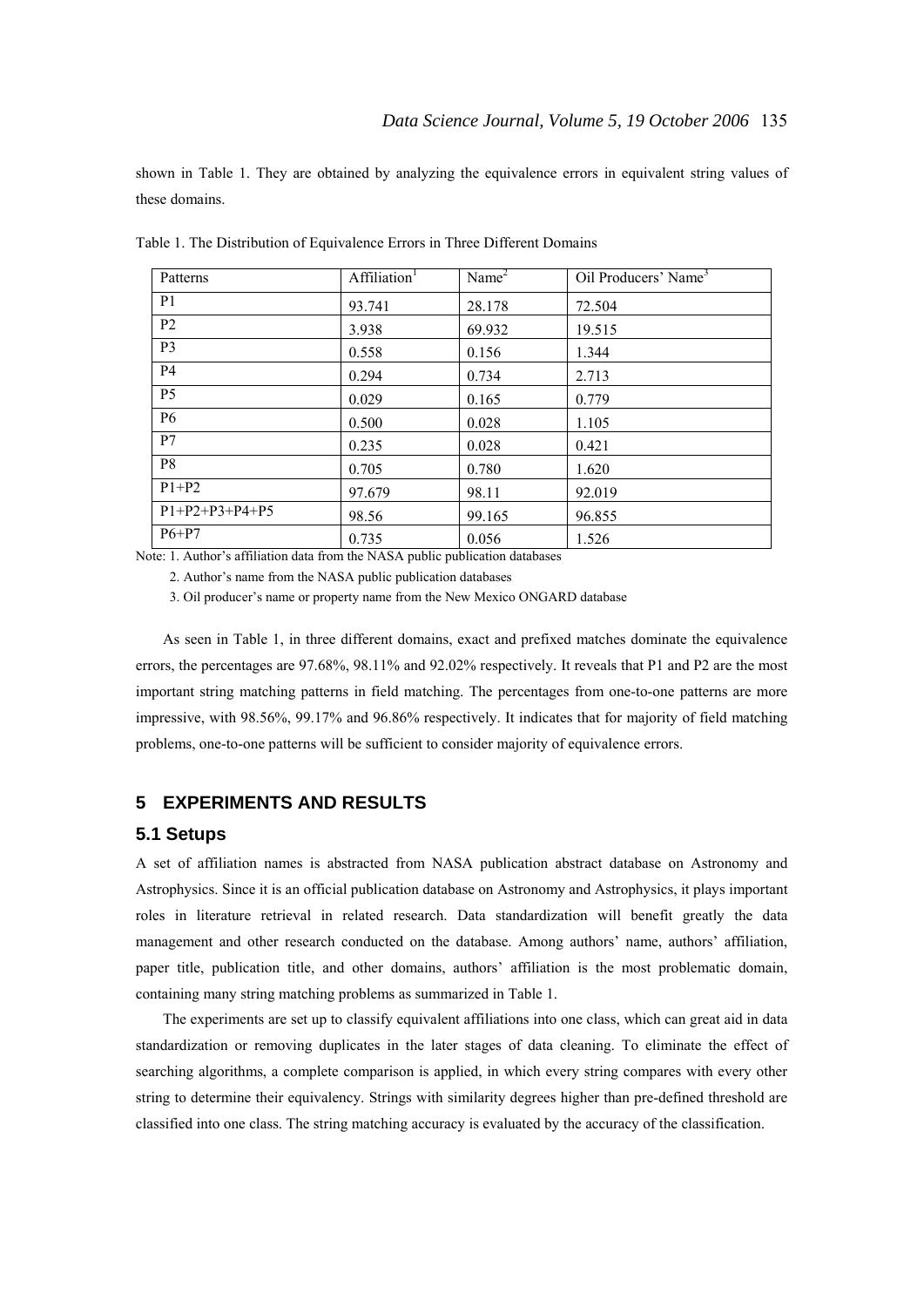shown in Table 1. They are obtained by analyzing the equivalence errors in equivalent string values of these domains.

Table 1. The Distribution of Equivalence Errors in Three Different Domains

| Patterns | Affiliation[1] | Name[2] | Oil Producers' Name[3] |
|---|---|---|---|
| P1 | 93.741 | 28.178 | 72.504 |
| P2 | 3.938 | 69.932 | 19.515 |
| P3 | 0.558 | 0.156 | 1.344 |
| P4 | 0.294 | 0.734 | 2.713 |
| P5 | 0.029 | 0.165 | 0.779 |
| P6 | 0.500 | 0.028 | 1.105 |
| P7 | 0.235 | 0.028 | 0.421 |
| P8 | 0.705 | 0.780 | 1.620 |
| P1+P2 | 97.679 | 98.11 | 92.019 |
| P1+P2+P3+P4+P5 | 98.56 | 99.165 | 96.855 |
| P6+P7 | 0.735 | 0.056 | 1.526 |

Note: 1. Author's affiliation data from the NASA public publication databases

2. Author's name from the NASA public publication databases

3. Oil producer's name or property name from the New Mexico ONGARD database

As seen in Table 1, in three different domains, exact and prefixed matches dominate the equivalence errors, the percentages are 97.68%, 98.11% and 92.02% respectively. It reveals that P1 and P2 are the most important string matching patterns in field matching. The percentages from one-to-one patterns are more impressive, with 98.56%, 99.17% and 96.86% respectively. It indicates that for majority of field matching problems, one-to-one patterns will be sufficient to consider majority of equivalence errors.

## 5 EXPERIMENTS AND RESULTS

### 5.1 Setups

A set of affiliation names is abstracted from NASA publication abstract database on Astronomy and Astrophysics. Since it is an official publication database on Astronomy and Astrophysics, it plays important roles in literature retrieval in related research. Data standardization will benefit greatly the data management and other research conducted on the database. Among authors' name, authors' affiliation, paper title, publication title, and other domains, authors' affiliation is the most problematic domain, containing many string matching problems as summarized in Table 1.

The experiments are set up to classify equivalent affiliations into one class, which can great aid in data standardization or removing duplicates in the later stages of data cleaning. To eliminate the effect of searching algorithms, a complete comparison is applied, in which every string compares with every other string to determine their equivalency. Strings with similarity degrees higher than pre-defined threshold are classified into one class. The string matching accuracy is evaluated by the accuracy of the classification.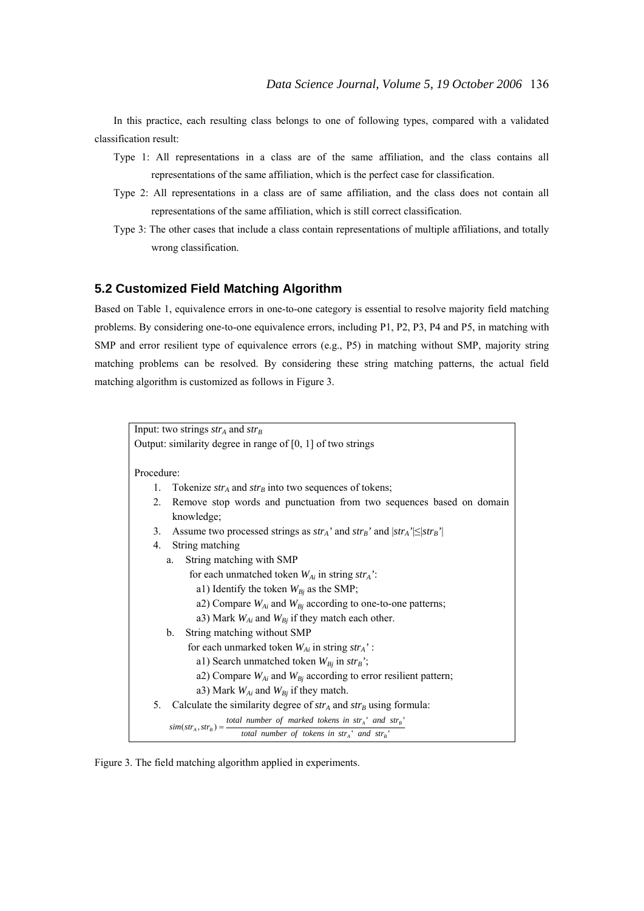In this practice, each resulting class belongs to one of following types, compared with a validated classification result:

Type 1: All representations in a class are of the same affiliation, and the class contains all representations of the same affiliation, which is the perfect case for classification.

Type 2: All representations in a class are of same affiliation, and the class does not contain all representations of the same affiliation, which is still correct classification.

Type 3: The other cases that include a class contain representations of multiple affiliations, and totally wrong classification.

## 5.2 Customized Field Matching Algorithm

Based on Table 1, equivalence errors in one-to-one category is essential to resolve majority field matching problems. By considering one-to-one equivalence errors, including P1, P2, P3, P4 and P5, in matching with SMP and error resilient type of equivalence errors (e.g., P5) in matching without SMP, majority string matching problems can be resolved. By considering these string matching patterns, the actual field matching algorithm is customized as follows in Figure 3.

Input: two strings $str_A$ and $str_B$

Output: similarity degree in range of [0, 1] of two strings

Procedure:

1. Tokenize $str_A$ and $str_B$ into two sequences of tokens;
2. Remove stop words and punctuation from two sequences based on domain knowledge;
3. Assume two processed strings as $str_A'$ and $str_B'$ and $|str_A'| \leq |str_B'|$
4. String matching
   a. String matching with SMP
      for each unmatched token $W_{Ai}$ in string $str_A'$:
      a1) Identify the token $W_{Bj}$ as the SMP;
      a2) Compare $W_{Ai}$ and $W_{Bj}$ according to one-to-one patterns;
      a3) Mark $W_{Ai}$ and $W_{Bj}$ if they match each other.
   b. String matching without SMP
      for each unmarked token $W_{Ai}$ in string $str_A'$ :
      a1) Search unmatched token $W_{Bj}$ in $str_B'$;
      a2) Compare $W_{Ai}$ and $W_{Bj}$ according to error resilient pattern;
      a3) Mark $W_{Ai}$ and $W_{Bj}$ if they match.
5. Calculate the similarity degree of $str_A$ and $str_B$ using formula:

$$sim(str_A, str_B) = \frac{\text{total number of marked tokens in } str_A' \text{ and } str_B'}{\text{total number of tokens in } str_A' \text{ and } str_B'}$$

Figure 3. The field matching algorithm applied in experiments.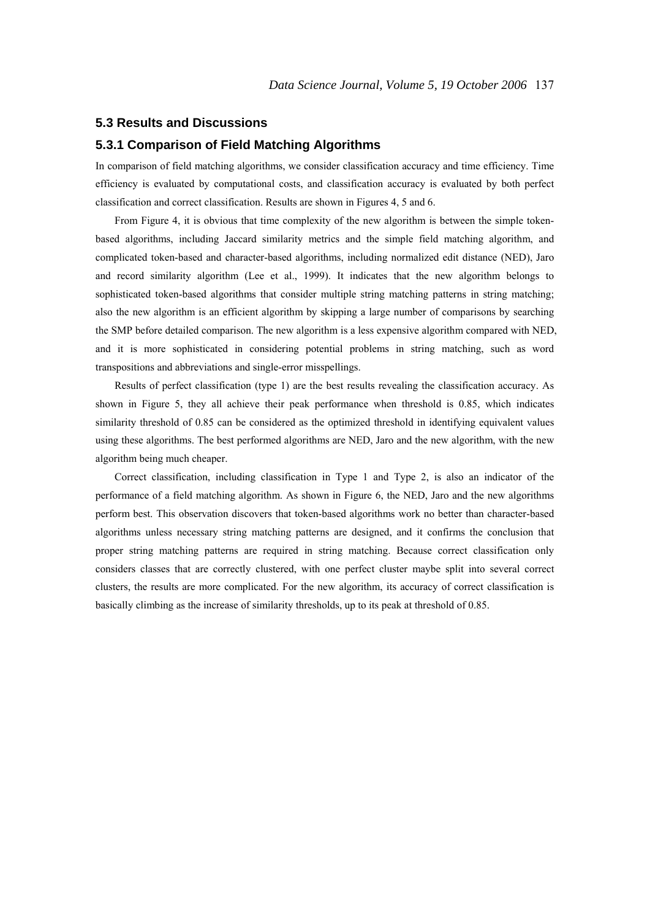## 5.3 Results and Discussions

### 5.3.1 Comparison of Field Matching Algorithms

In comparison of field matching algorithms, we consider classification accuracy and time efficiency. Time efficiency is evaluated by computational costs, and classification accuracy is evaluated by both perfect classification and correct classification. Results are shown in Figures 4, 5 and 6.

From Figure 4, it is obvious that time complexity of the new algorithm is between the simple token-based algorithms, including Jaccard similarity metrics and the simple field matching algorithm, and complicated token-based and character-based algorithms, including normalized edit distance (NED), Jaro and record similarity algorithm (Lee et al., 1999). It indicates that the new algorithm belongs to sophisticated token-based algorithms that consider multiple string matching patterns in string matching; also the new algorithm is an efficient algorithm by skipping a large number of comparisons by searching the SMP before detailed comparison. The new algorithm is a less expensive algorithm compared with NED, and it is more sophisticated in considering potential problems in string matching, such as word transpositions and abbreviations and single-error misspellings.

Results of perfect classification (type 1) are the best results revealing the classification accuracy. As shown in Figure 5, they all achieve their peak performance when threshold is 0.85, which indicates similarity threshold of 0.85 can be considered as the optimized threshold in identifying equivalent values using these algorithms. The best performed algorithms are NED, Jaro and the new algorithm, with the new algorithm being much cheaper.

Correct classification, including classification in Type 1 and Type 2, is also an indicator of the performance of a field matching algorithm. As shown in Figure 6, the NED, Jaro and the new algorithms perform best. This observation discovers that token-based algorithms work no better than character-based algorithms unless necessary string matching patterns are designed, and it confirms the conclusion that proper string matching patterns are required in string matching. Because correct classification only considers classes that are correctly clustered, with one perfect cluster maybe split into several correct clusters, the results are more complicated. For the new algorithm, its accuracy of correct classification is basically climbing as the increase of similarity thresholds, up to its peak at threshold of 0.85.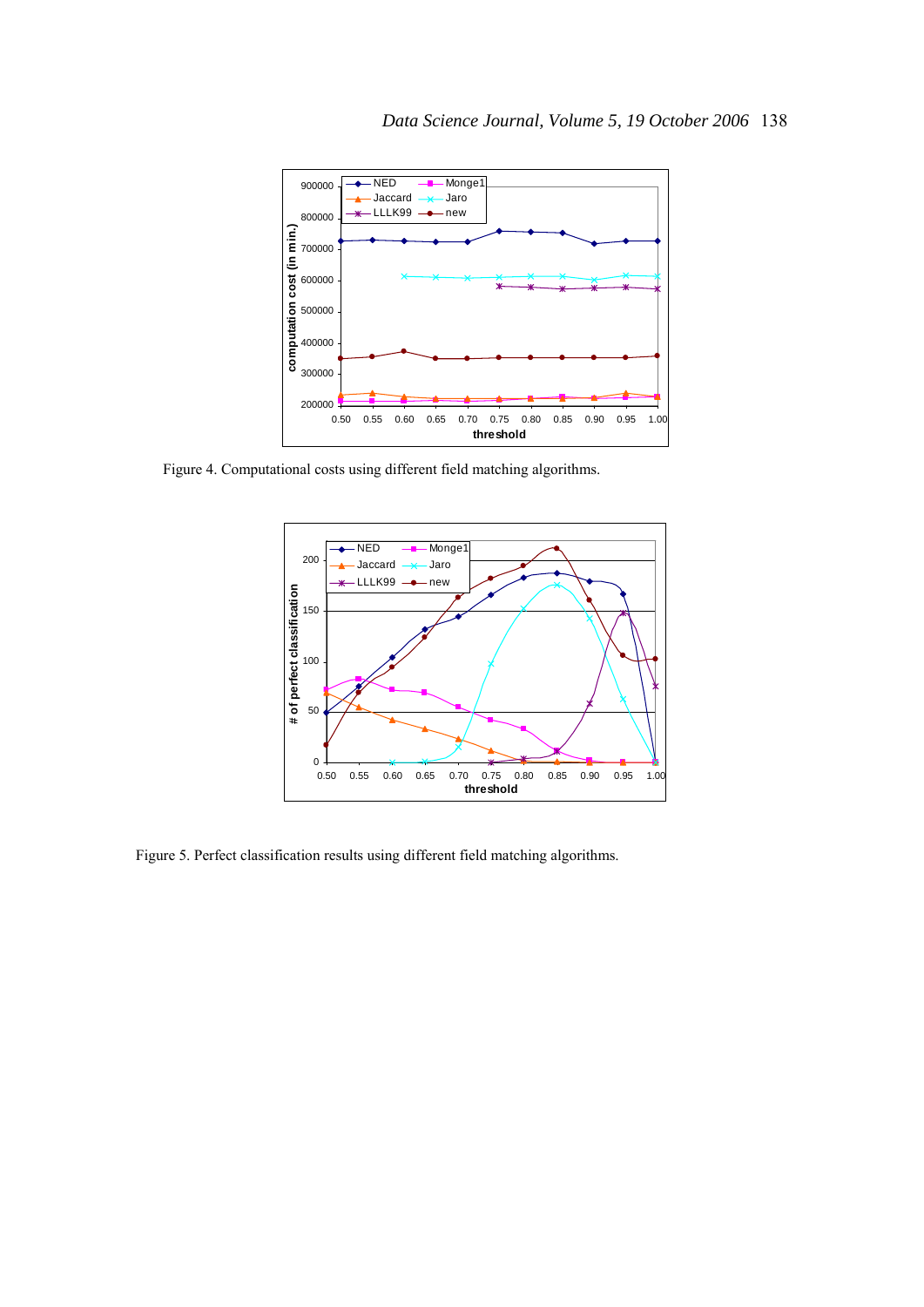computation cost (in min.)

900000
800000
700000
600000
500000
400000
300000
200000

NED
Monge1
Jaccard
Jaro
LLLK99
new

0.50 0.55 0.60 0.65 0.70 0.75 0.80 0.85 0.90 0.95 1.00

threshold

Figure 4. Computational costs using different field matching algorithms.

# of perfect classification

200
150
100
50
0

NED
Monge1
Jaccard
Jaro
LLLK99
new

0.50 0.55 0.60 0.65 0.70 0.75 0.80 0.85 0.90 0.95 1.00

threshold

Figure 5. Perfect classification results using different field matching algorithms.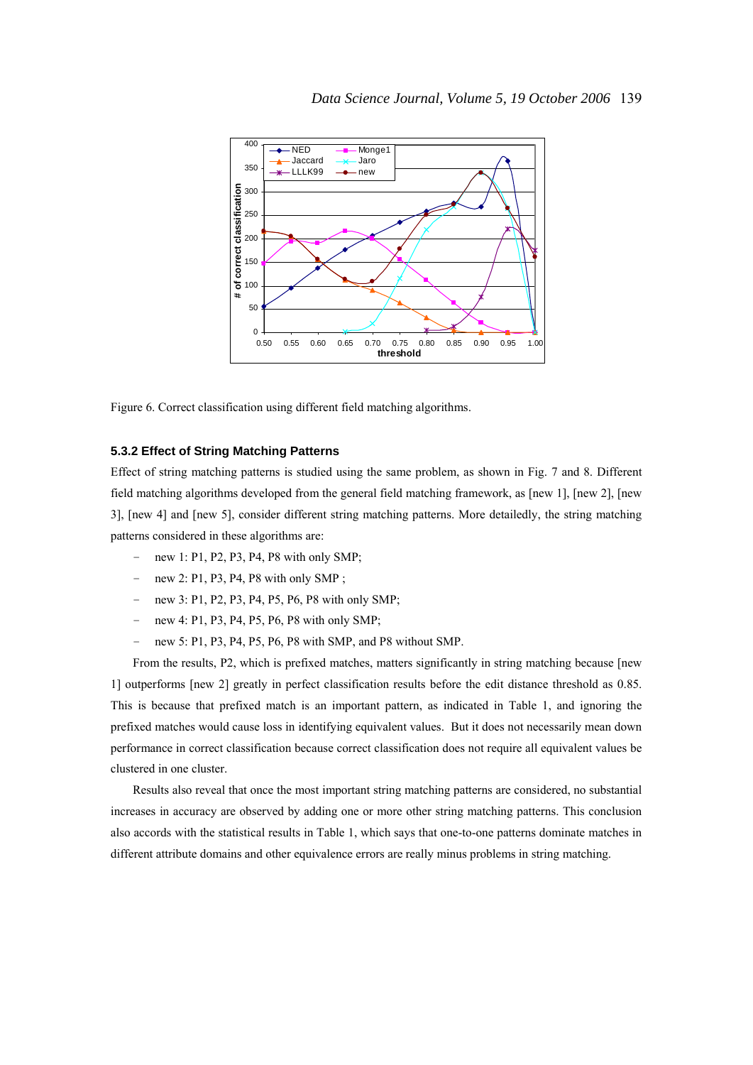400
350
300
250
200
150
100
50
0

# of correct classification

NED
Jaccard
LLLK99
Monge1
Jaro
new

0.50 0.55 0.60 0.65 0.70 0.75 0.80 0.85 0.90 0.95 1.00

threshold

Figure 6. Correct classification using different field matching algorithms.

### 5.3.2 Effect of String Matching Patterns

Effect of string matching patterns is studied using the same problem, as shown in Fig. 7 and 8. Different field matching algorithms developed from the general field matching framework, as [new 1], [new 2], [new 3], [new 4] and [new 5], consider different string matching patterns. More detailedly, the string matching patterns considered in these algorithms are:

- new 1: P1, P2, P3, P4, P8 with only SMP;
- new 2: P1, P3, P4, P8 with only SMP ;
- new 3: P1, P2, P3, P4, P5, P6, P8 with only SMP;
- new 4: P1, P3, P4, P5, P6, P8 with only SMP;
- new 5: P1, P3, P4, P5, P6, P8 with SMP, and P8 without SMP.

From the results, P2, which is prefixed matches, matters significantly in string matching because [new 1] outperforms [new 2] greatly in perfect classification results before the edit distance threshold as 0.85. This is because that prefixed match is an important pattern, as indicated in Table 1, and ignoring the prefixed matches would cause loss in identifying equivalent values. But it does not necessarily mean down performance in correct classification because correct classification does not require all equivalent values be clustered in one cluster.

Results also reveal that once the most important string matching patterns are considered, no substantial increases in accuracy are observed by adding one or more other string matching patterns. This conclusion also accords with the statistical results in Table 1, which says that one-to-one patterns dominate matches in different attribute domains and other equivalence errors are really minus problems in string matching.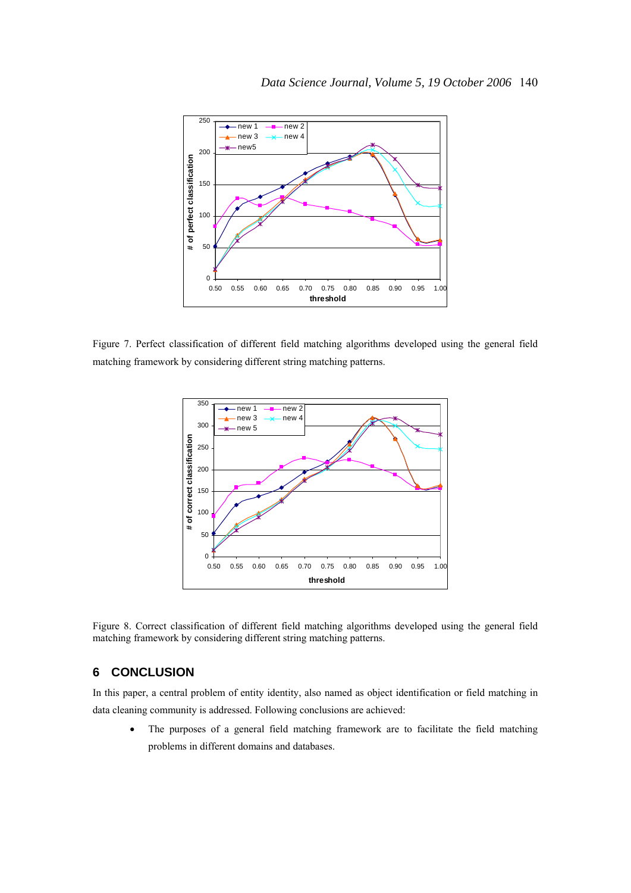# of perfect classification

250
200
150
100
50
0

0.50 0.55 0.60 0.65 0.70 0.75 0.80 0.85 0.90 0.95 1.00

threshold

new 1
new 2
new 3
new 4
new5

Figure 7. Perfect classification of different field matching algorithms developed using the general field matching framework by considering different string matching patterns.

# of correct classification

350
300
250
200
150
100
50
0

0.50 0.55 0.60 0.65 0.70 0.75 0.80 0.85 0.90 0.95 1.00

threshold

new 1
new 2
new 3
new 4
new 5

Figure 8. Correct classification of different field matching algorithms developed using the general field matching framework by considering different string matching patterns.

## 6 CONCLUSION

In this paper, a central problem of entity identity, also named as object identification or field matching in data cleaning community is addressed. Following conclusions are achieved:

- The purposes of a general field matching framework are to facilitate the field matching problems in different domains and databases.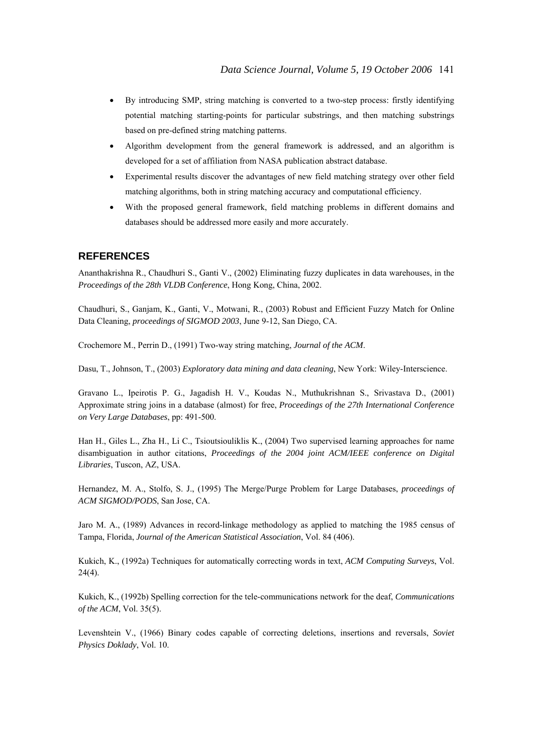- By introducing SMP, string matching is converted to a two-step process: firstly identifying potential matching starting-points for particular substrings, and then matching substrings based on pre-defined string matching patterns.
- Algorithm development from the general framework is addressed, and an algorithm is developed for a set of affiliation from NASA publication abstract database.
- Experimental results discover the advantages of new field matching strategy over other field matching algorithms, both in string matching accuracy and computational efficiency.
- With the proposed general framework, field matching problems in different domains and databases should be addressed more easily and more accurately.

## REFERENCES

Ananthakrishna R., Chaudhuri S., Ganti V., (2002) Eliminating fuzzy duplicates in data warehouses, in the *Proceedings of the 28th VLDB Conference*, Hong Kong, China, 2002.

Chaudhuri, S., Ganjam, K., Ganti, V., Motwani, R., (2003) Robust and Efficient Fuzzy Match for Online Data Cleaning, *proceedings of SIGMOD 2003*, June 9-12, San Diego, CA.

Crochemore M., Perrin D., (1991) Two-way string matching, *Journal of the ACM*.

Dasu, T., Johnson, T., (2003) *Exploratory data mining and data cleaning*, New York: Wiley-Interscience.

Gravano L., Ipeirotis P. G., Jagadish H. V., Koudas N., Muthukrishnan S., Srivastava D., (2001) Approximate string joins in a database (almost) for free, *Proceedings of the 27th International Conference on Very Large Databases*, pp: 491-500.

Han H., Giles L., Zha H., Li C., Tsioutsiouliklis K., (2004) Two supervised learning approaches for name disambiguation in author citations, *Proceedings of the 2004 joint ACM/IEEE conference on Digital Libraries*, Tuscon, AZ, USA.

Hernandez, M. A., Stolfo, S. J., (1995) The Merge/Purge Problem for Large Databases, *proceedings of ACM SIGMOD/PODS*, San Jose, CA.

Jaro M. A., (1989) Advances in record-linkage methodology as applied to matching the 1985 census of Tampa, Florida, *Journal of the American Statistical Association*, Vol. 84 (406).

Kukich, K., (1992a) Techniques for automatically correcting words in text, *ACM Computing Surveys*, Vol. 24(4).

Kukich, K., (1992b) Spelling correction for the tele-communications network for the deaf, *Communications of the ACM*, Vol. 35(5).

Levenshtein V., (1966) Binary codes capable of correcting deletions, insertions and reversals, *Soviet Physics Doklady*, Vol. 10.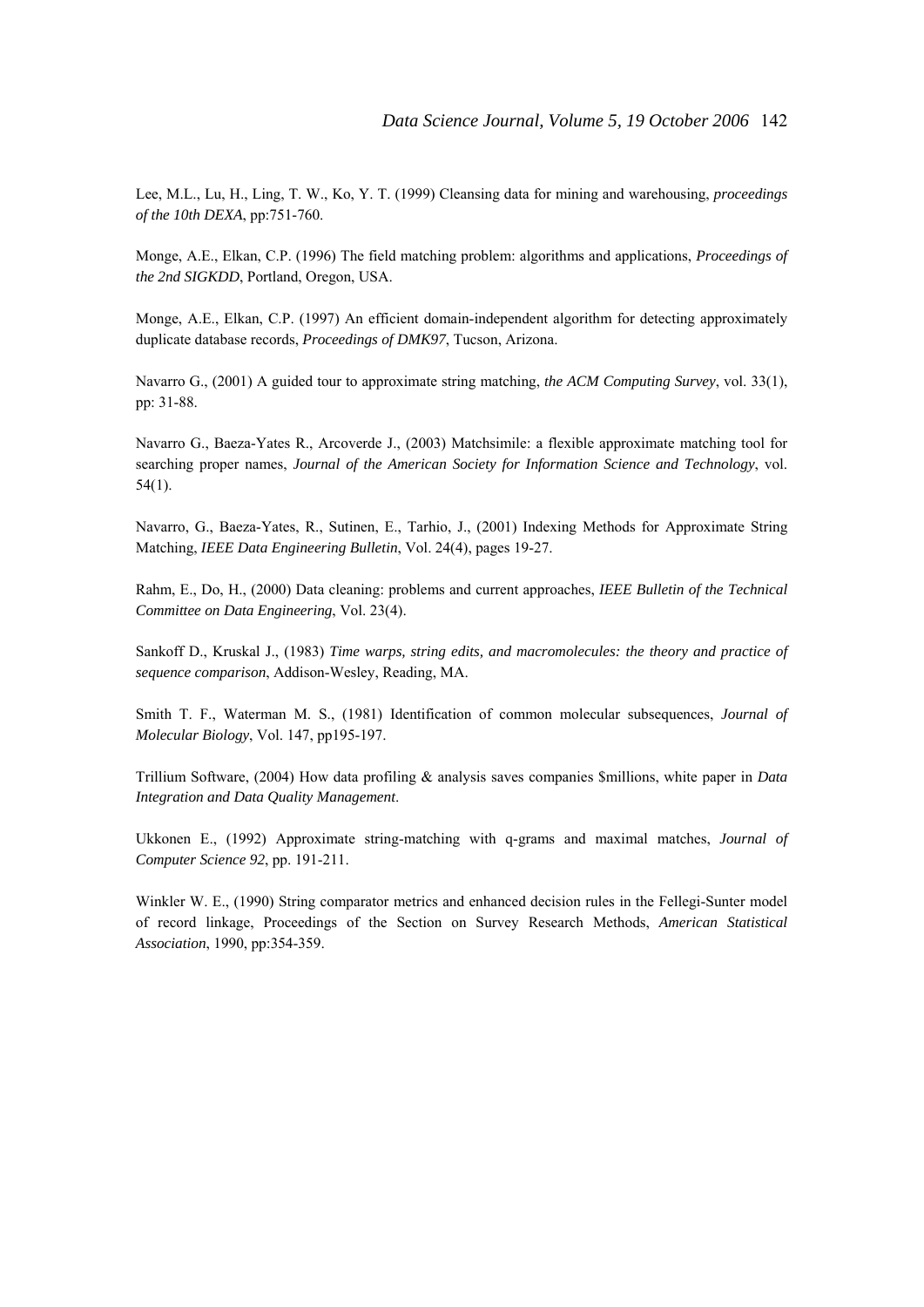Lee, M.L., Lu, H., Ling, T. W., Ko, Y. T. (1999) Cleansing data for mining and warehousing, *proceedings of the 10th DEXA*, pp:751-760.

Monge, A.E., Elkan, C.P. (1996) The field matching problem: algorithms and applications, *Proceedings of the 2nd SIGKDD*, Portland, Oregon, USA.

Monge, A.E., Elkan, C.P. (1997) An efficient domain-independent algorithm for detecting approximately duplicate database records, *Proceedings of DMK97*, Tucson, Arizona.

Navarro G., (2001) A guided tour to approximate string matching, *the ACM Computing Survey*, vol. 33(1), pp: 31-88.

Navarro G., Baeza-Yates R., Arcoverde J., (2003) Matchsimile: a flexible approximate matching tool for searching proper names, *Journal of the American Society for Information Science and Technology*, vol. 54(1).

Navarro, G., Baeza-Yates, R., Sutinen, E., Tarhio, J., (2001) Indexing Methods for Approximate String Matching, *IEEE Data Engineering Bulletin*, Vol. 24(4), pages 19-27.

Rahm, E., Do, H., (2000) Data cleaning: problems and current approaches, *IEEE Bulletin of the Technical Committee on Data Engineering*, Vol. 23(4).

Sankoff D., Kruskal J., (1983) *Time warps, string edits, and macromolecules: the theory and practice of sequence comparison*, Addison-Wesley, Reading, MA.

Smith T. F., Waterman M. S., (1981) Identification of common molecular subsequences, *Journal of Molecular Biology*, Vol. 147, pp195-197.

Trillium Software, (2004) How data profiling & analysis saves companies $millions, white paper in *Data Integration and Data Quality Management*.

Ukkonen E., (1992) Approximate string-matching with q-grams and maximal matches, *Journal of Computer Science 92*, pp. 191-211.

Winkler W. E., (1990) String comparator metrics and enhanced decision rules in the Fellegi-Sunter model of record linkage, Proceedings of the Section on Survey Research Methods, *American Statistical Association*, 1990, pp:354-359.